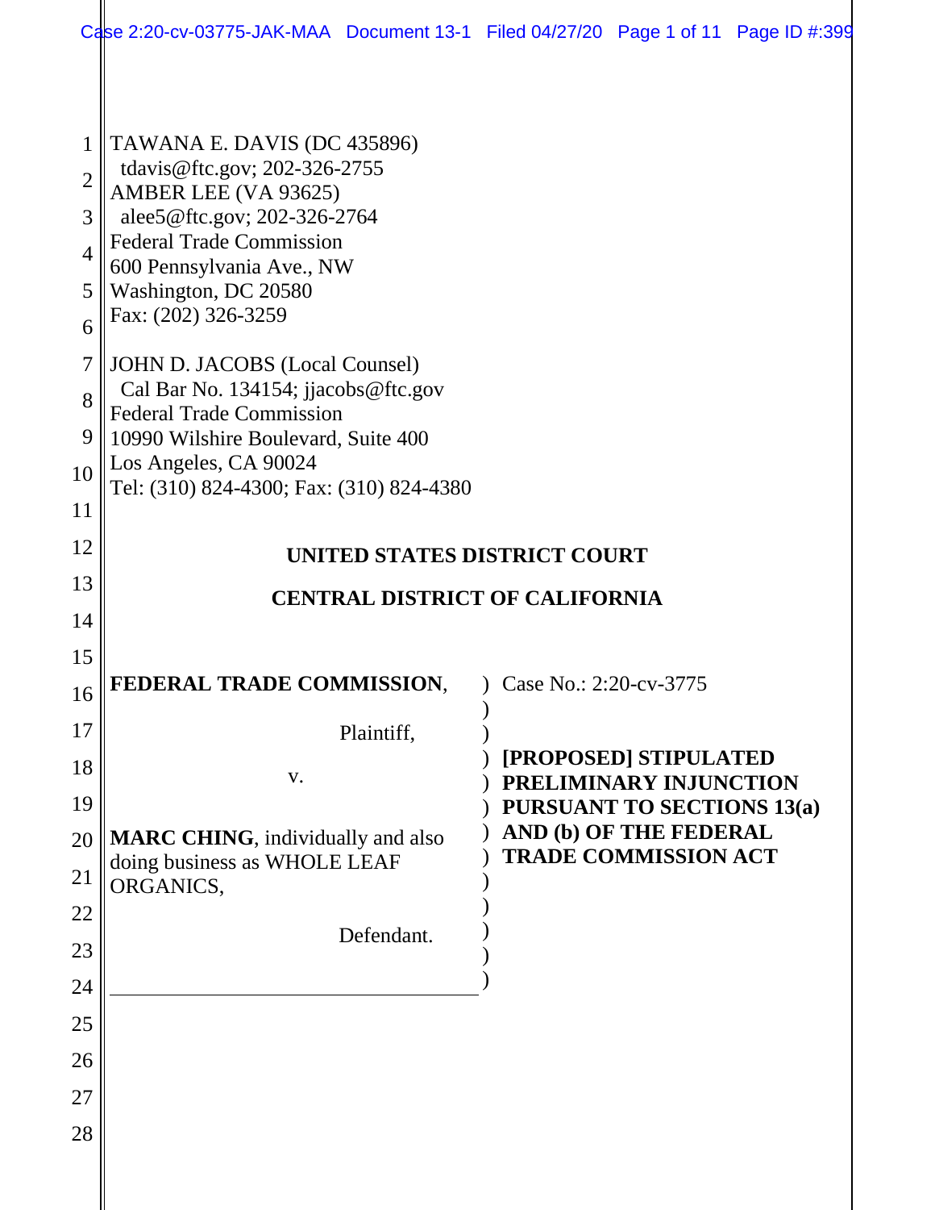TAWANA E. DAVIS (DC 435896)
tdavis@ftc.gov; 202-326-2755
AMBER LEE (VA 93625)
alee5@ftc.gov; 202-326-2764
Federal Trade Commission
600 Pennsylvania Ave., NW
Washington, DC 20580
Fax: (202) 326-3259

JOHN D. JACOBS (Local Counsel)
Cal Bar No. 134154; jjacobs@ftc.gov
Federal Trade Commission
10990 Wilshire Boulevard, Suite 400
Los Angeles, CA 90024
Tel: (310) 824-4300; Fax: (310) 824-4380

**UNITED STATES DISTRICT COURT**

**CENTRAL DISTRICT OF CALIFORNIA**

| | |
|---|---|
| **FEDERAL TRADE COMMISSION**,<br><br>Plaintiff,<br><br>v.<br><br>**MARC CHING**, individually and also doing business as WHOLE LEAF ORGANICS,<br><br>Defendant. | Case No.: 2:20-cv-3775<br><br>**[PROPOSED] STIPULATED PRELIMINARY INJUNCTION PURSUANT TO SECTIONS 13(a) AND (b) OF THE FEDERAL TRADE COMMISSION ACT** |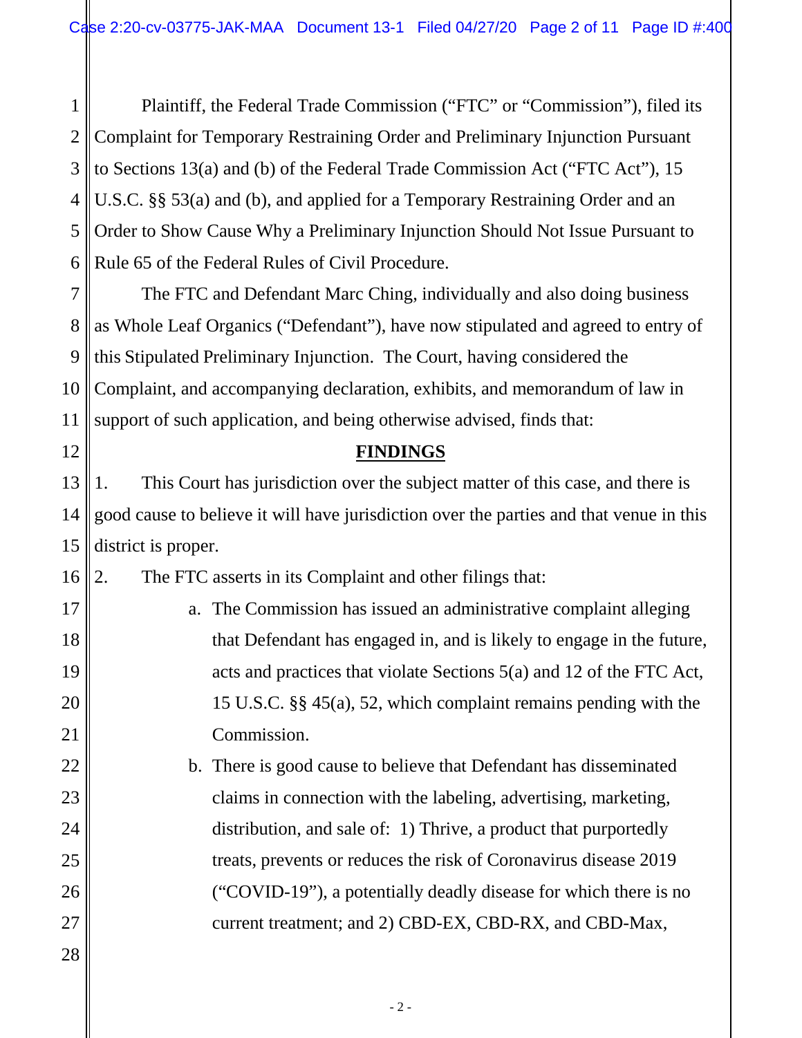Plaintiff, the Federal Trade Commission ("FTC" or "Commission"), filed its Complaint for Temporary Restraining Order and Preliminary Injunction Pursuant to Sections 13(a) and (b) of the Federal Trade Commission Act ("FTC Act"), 15 U.S.C. §§ 53(a) and (b), and applied for a Temporary Restraining Order and an Order to Show Cause Why a Preliminary Injunction Should Not Issue Pursuant to Rule 65 of the Federal Rules of Civil Procedure.

The FTC and Defendant Marc Ching, individually and also doing business as Whole Leaf Organics ("Defendant"), have now stipulated and agreed to entry of this Stipulated Preliminary Injunction. The Court, having considered the Complaint, and accompanying declaration, exhibits, and memorandum of law in support of such application, and being otherwise advised, finds that:

**FINDINGS**

1. This Court has jurisdiction over the subject matter of this case, and there is good cause to believe it will have jurisdiction over the parties and that venue in this district is proper.

2. The FTC asserts in its Complaint and other filings that:

   a. The Commission has issued an administrative complaint alleging that Defendant has engaged in, and is likely to engage in the future, acts and practices that violate Sections 5(a) and 12 of the FTC Act, 15 U.S.C. §§ 45(a), 52, which complaint remains pending with the Commission.

   b. There is good cause to believe that Defendant has disseminated claims in connection with the labeling, advertising, marketing, distribution, and sale of: 1) Thrive, a product that purportedly treats, prevents or reduces the risk of Coronavirus disease 2019 ("COVID-19"), a potentially deadly disease for which there is no current treatment; and 2) CBD-EX, CBD-RX, and CBD-Max,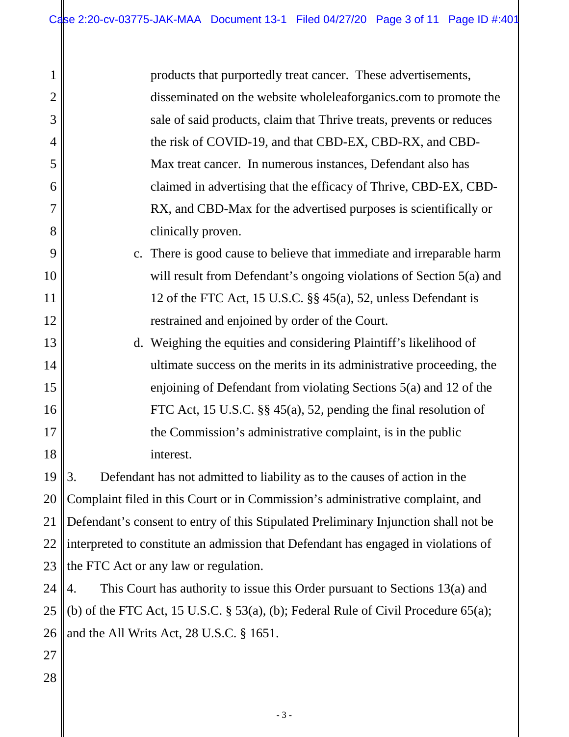products that purportedly treat cancer. These advertisements, disseminated on the website wholeleaforganics.com to promote the sale of said products, claim that Thrive treats, prevents or reduces the risk of COVID-19, and that CBD-EX, CBD-RX, and CBD-Max treat cancer. In numerous instances, Defendant also has claimed in advertising that the efficacy of Thrive, CBD-EX, CBD-RX, and CBD-Max for the advertised purposes is scientifically or clinically proven.

c. There is good cause to believe that immediate and irreparable harm will result from Defendant's ongoing violations of Section 5(a) and 12 of the FTC Act, 15 U.S.C. §§ 45(a), 52, unless Defendant is restrained and enjoined by order of the Court.

d. Weighing the equities and considering Plaintiff's likelihood of ultimate success on the merits in its administrative proceeding, the enjoining of Defendant from violating Sections 5(a) and 12 of the FTC Act, 15 U.S.C. §§ 45(a), 52, pending the final resolution of the Commission's administrative complaint, is in the public interest.

3. Defendant has not admitted to liability as to the causes of action in the Complaint filed in this Court or in Commission's administrative complaint, and Defendant's consent to entry of this Stipulated Preliminary Injunction shall not be interpreted to constitute an admission that Defendant has engaged in violations of the FTC Act or any law or regulation.

4. This Court has authority to issue this Order pursuant to Sections 13(a) and (b) of the FTC Act, 15 U.S.C. § 53(a), (b); Federal Rule of Civil Procedure 65(a); and the All Writs Act, 28 U.S.C. § 1651.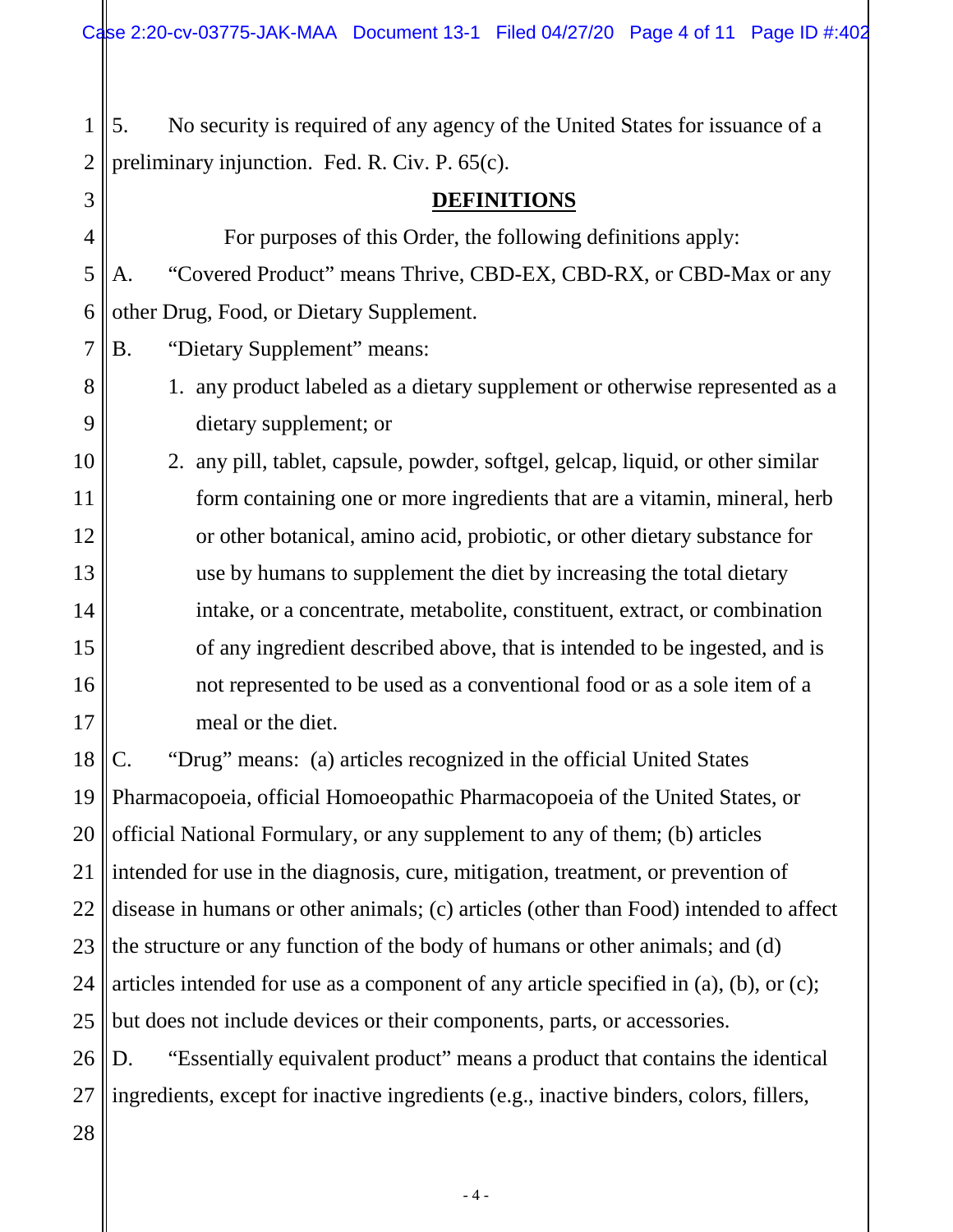5. No security is required of any agency of the United States for issuance of a preliminary injunction. Fed. R. Civ. P. 65(c).

## DEFINITIONS

For purposes of this Order, the following definitions apply:

A. "Covered Product" means Thrive, CBD-EX, CBD-RX, or CBD-Max or any other Drug, Food, or Dietary Supplement.

B. "Dietary Supplement" means:

1. any product labeled as a dietary supplement or otherwise represented as a dietary supplement; or
2. any pill, tablet, capsule, powder, softgel, gelcap, liquid, or other similar form containing one or more ingredients that are a vitamin, mineral, herb or other botanical, amino acid, probiotic, or other dietary substance for use by humans to supplement the diet by increasing the total dietary intake, or a concentrate, metabolite, constituent, extract, or combination of any ingredient described above, that is intended to be ingested, and is not represented to be used as a conventional food or as a sole item of a meal or the diet.

C. "Drug" means: (a) articles recognized in the official United States Pharmacopoeia, official Homoeopathic Pharmacopoeia of the United States, or official National Formulary, or any supplement to any of them; (b) articles intended for use in the diagnosis, cure, mitigation, treatment, or prevention of disease in humans or other animals; (c) articles (other than Food) intended to affect the structure or any function of the body of humans or other animals; and (d) articles intended for use as a component of any article specified in (a), (b), or (c); but does not include devices or their components, parts, or accessories.

D. "Essentially equivalent product" means a product that contains the identical ingredients, except for inactive ingredients (e.g., inactive binders, colors, fillers,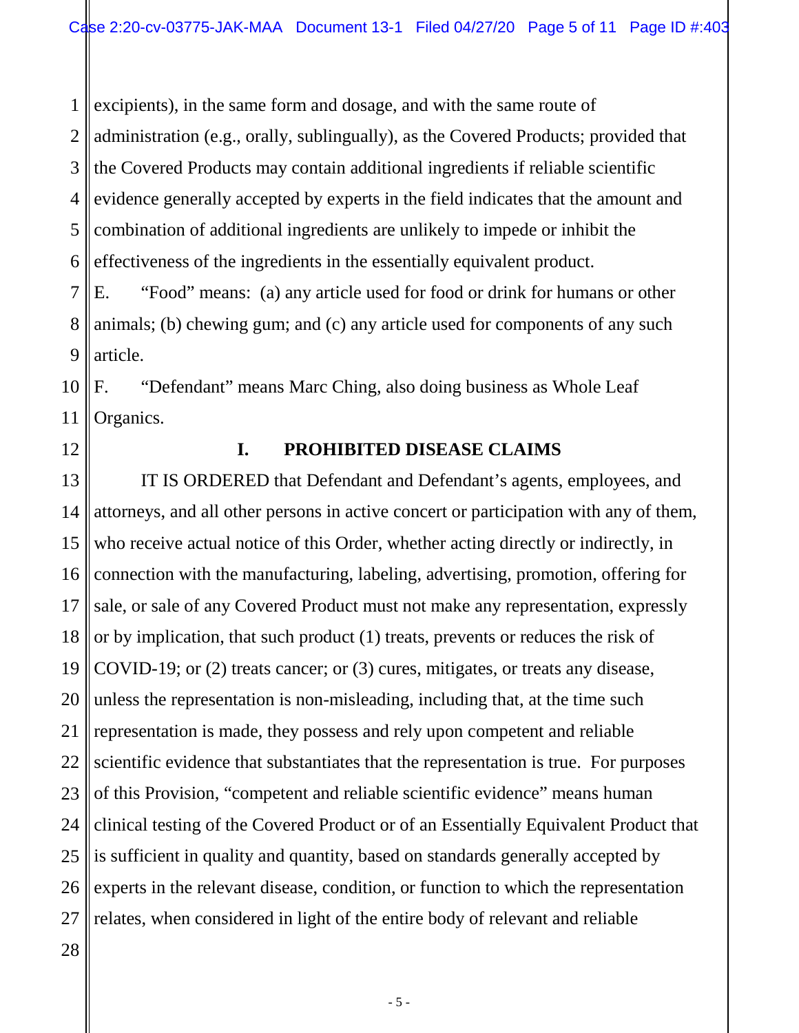excipients), in the same form and dosage, and with the same route of administration (e.g., orally, sublingually), as the Covered Products; provided that the Covered Products may contain additional ingredients if reliable scientific evidence generally accepted by experts in the field indicates that the amount and combination of additional ingredients are unlikely to impede or inhibit the effectiveness of the ingredients in the essentially equivalent product.

E. "Food" means: (a) any article used for food or drink for humans or other animals; (b) chewing gum; and (c) any article used for components of any such article.

F. "Defendant" means Marc Ching, also doing business as Whole Leaf Organics.

## I. PROHIBITED DISEASE CLAIMS

IT IS ORDERED that Defendant and Defendant's agents, employees, and attorneys, and all other persons in active concert or participation with any of them, who receive actual notice of this Order, whether acting directly or indirectly, in connection with the manufacturing, labeling, advertising, promotion, offering for sale, or sale of any Covered Product must not make any representation, expressly or by implication, that such product (1) treats, prevents or reduces the risk of COVID-19; or (2) treats cancer; or (3) cures, mitigates, or treats any disease, unless the representation is non-misleading, including that, at the time such representation is made, they possess and rely upon competent and reliable scientific evidence that substantiates that the representation is true. For purposes of this Provision, "competent and reliable scientific evidence" means human clinical testing of the Covered Product or of an Essentially Equivalent Product that is sufficient in quality and quantity, based on standards generally accepted by experts in the relevant disease, condition, or function to which the representation relates, when considered in light of the entire body of relevant and reliable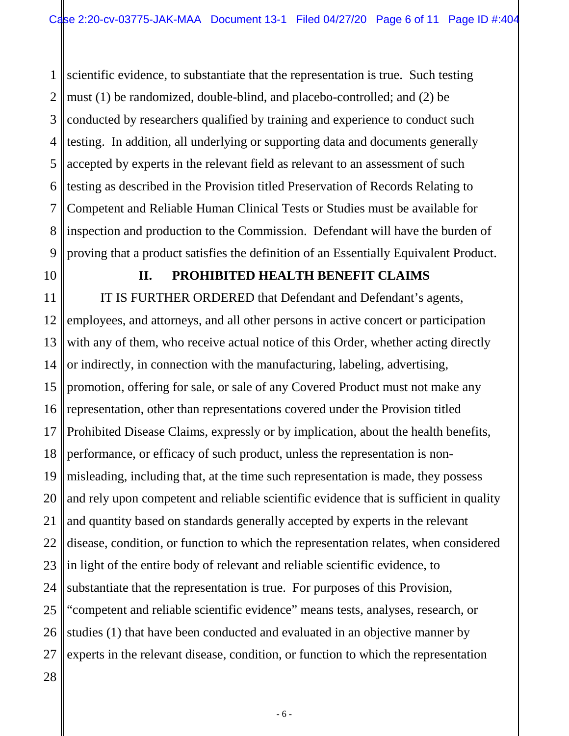scientific evidence, to substantiate that the representation is true. Such testing must (1) be randomized, double-blind, and placebo-controlled; and (2) be conducted by researchers qualified by training and experience to conduct such testing. In addition, all underlying or supporting data and documents generally accepted by experts in the relevant field as relevant to an assessment of such testing as described in the Provision titled Preservation of Records Relating to Competent and Reliable Human Clinical Tests or Studies must be available for inspection and production to the Commission. Defendant will have the burden of proving that a product satisfies the definition of an Essentially Equivalent Product.

## II. PROHIBITED HEALTH BENEFIT CLAIMS

IT IS FURTHER ORDERED that Defendant and Defendant's agents, employees, and attorneys, and all other persons in active concert or participation with any of them, who receive actual notice of this Order, whether acting directly or indirectly, in connection with the manufacturing, labeling, advertising, promotion, offering for sale, or sale of any Covered Product must not make any representation, other than representations covered under the Provision titled Prohibited Disease Claims, expressly or by implication, about the health benefits, performance, or efficacy of such product, unless the representation is non-misleading, including that, at the time such representation is made, they possess and rely upon competent and reliable scientific evidence that is sufficient in quality and quantity based on standards generally accepted by experts in the relevant disease, condition, or function to which the representation relates, when considered in light of the entire body of relevant and reliable scientific evidence, to substantiate that the representation is true. For purposes of this Provision, "competent and reliable scientific evidence" means tests, analyses, research, or studies (1) that have been conducted and evaluated in an objective manner by experts in the relevant disease, condition, or function to which the representation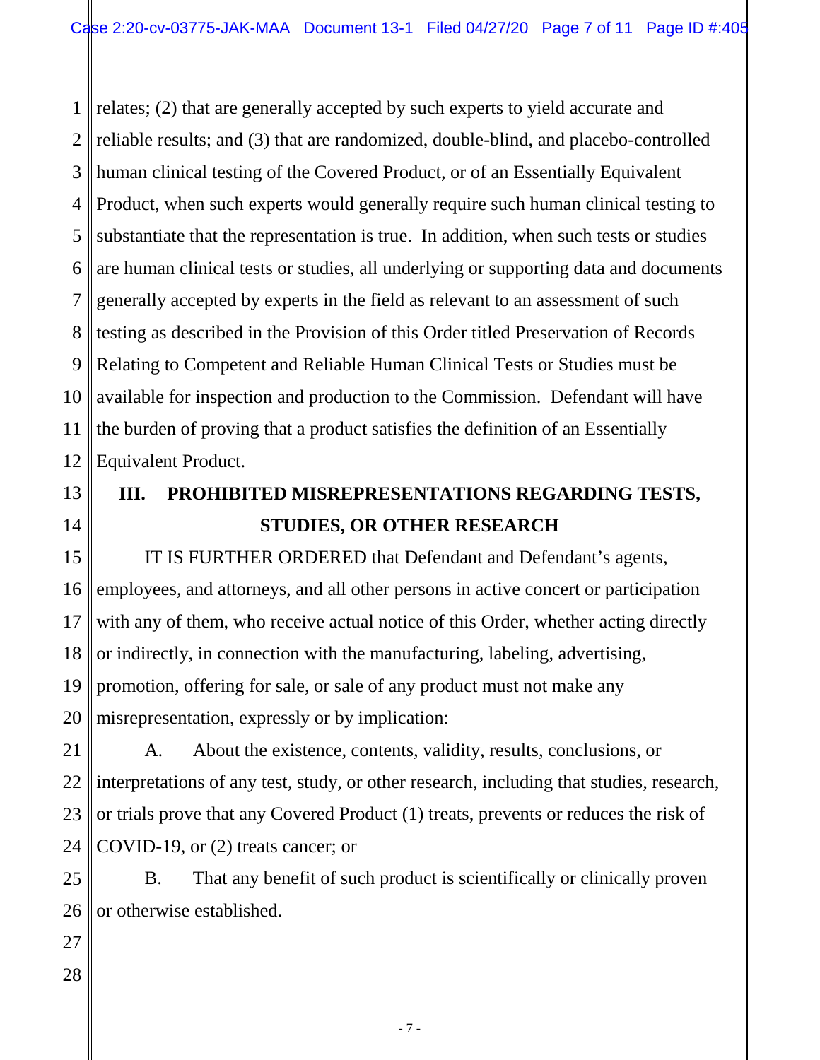relates; (2) that are generally accepted by such experts to yield accurate and reliable results; and (3) that are randomized, double-blind, and placebo-controlled human clinical testing of the Covered Product, or of an Essentially Equivalent Product, when such experts would generally require such human clinical testing to substantiate that the representation is true. In addition, when such tests or studies are human clinical tests or studies, all underlying or supporting data and documents generally accepted by experts in the field as relevant to an assessment of such testing as described in the Provision of this Order titled Preservation of Records Relating to Competent and Reliable Human Clinical Tests or Studies must be available for inspection and production to the Commission. Defendant will have the burden of proving that a product satisfies the definition of an Essentially Equivalent Product.

## III. PROHIBITED MISREPRESENTATIONS REGARDING TESTS, STUDIES, OR OTHER RESEARCH

IT IS FURTHER ORDERED that Defendant and Defendant's agents, employees, and attorneys, and all other persons in active concert or participation with any of them, who receive actual notice of this Order, whether acting directly or indirectly, in connection with the manufacturing, labeling, advertising, promotion, offering for sale, or sale of any product must not make any misrepresentation, expressly or by implication:

A. About the existence, contents, validity, results, conclusions, or interpretations of any test, study, or other research, including that studies, research, or trials prove that any Covered Product (1) treats, prevents or reduces the risk of COVID-19, or (2) treats cancer; or

B. That any benefit of such product is scientifically or clinically proven or otherwise established.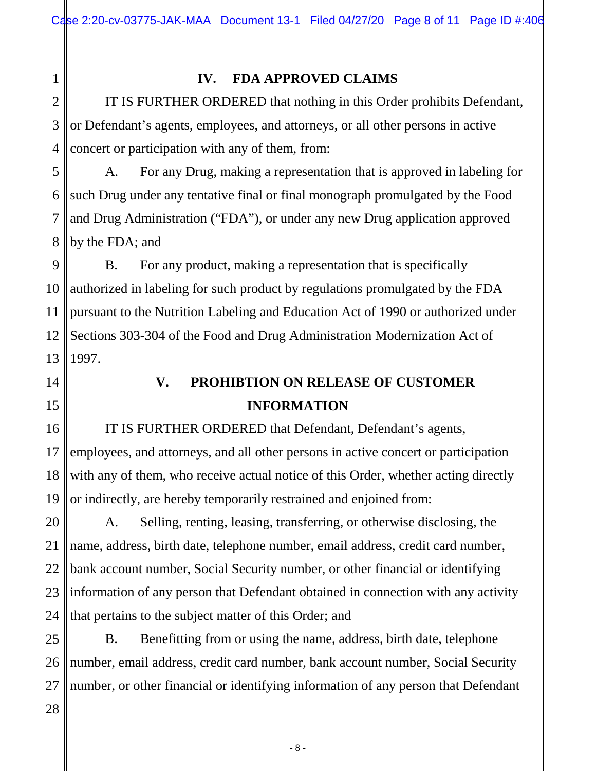## IV. FDA APPROVED CLAIMS

IT IS FURTHER ORDERED that nothing in this Order prohibits Defendant, or Defendant's agents, employees, and attorneys, or all other persons in active concert or participation with any of them, from:

A. For any Drug, making a representation that is approved in labeling for such Drug under any tentative final or final monograph promulgated by the Food and Drug Administration ("FDA"), or under any new Drug application approved by the FDA; and

B. For any product, making a representation that is specifically authorized in labeling for such product by regulations promulgated by the FDA pursuant to the Nutrition Labeling and Education Act of 1990 or authorized under Sections 303-304 of the Food and Drug Administration Modernization Act of 1997.

## V. PROHIBTION ON RELEASE OF CUSTOMER INFORMATION

IT IS FURTHER ORDERED that Defendant, Defendant's agents, employees, and attorneys, and all other persons in active concert or participation with any of them, who receive actual notice of this Order, whether acting directly or indirectly, are hereby temporarily restrained and enjoined from:

A. Selling, renting, leasing, transferring, or otherwise disclosing, the name, address, birth date, telephone number, email address, credit card number, bank account number, Social Security number, or other financial or identifying information of any person that Defendant obtained in connection with any activity that pertains to the subject matter of this Order; and

B. Benefitting from or using the name, address, birth date, telephone number, email address, credit card number, bank account number, Social Security number, or other financial or identifying information of any person that Defendant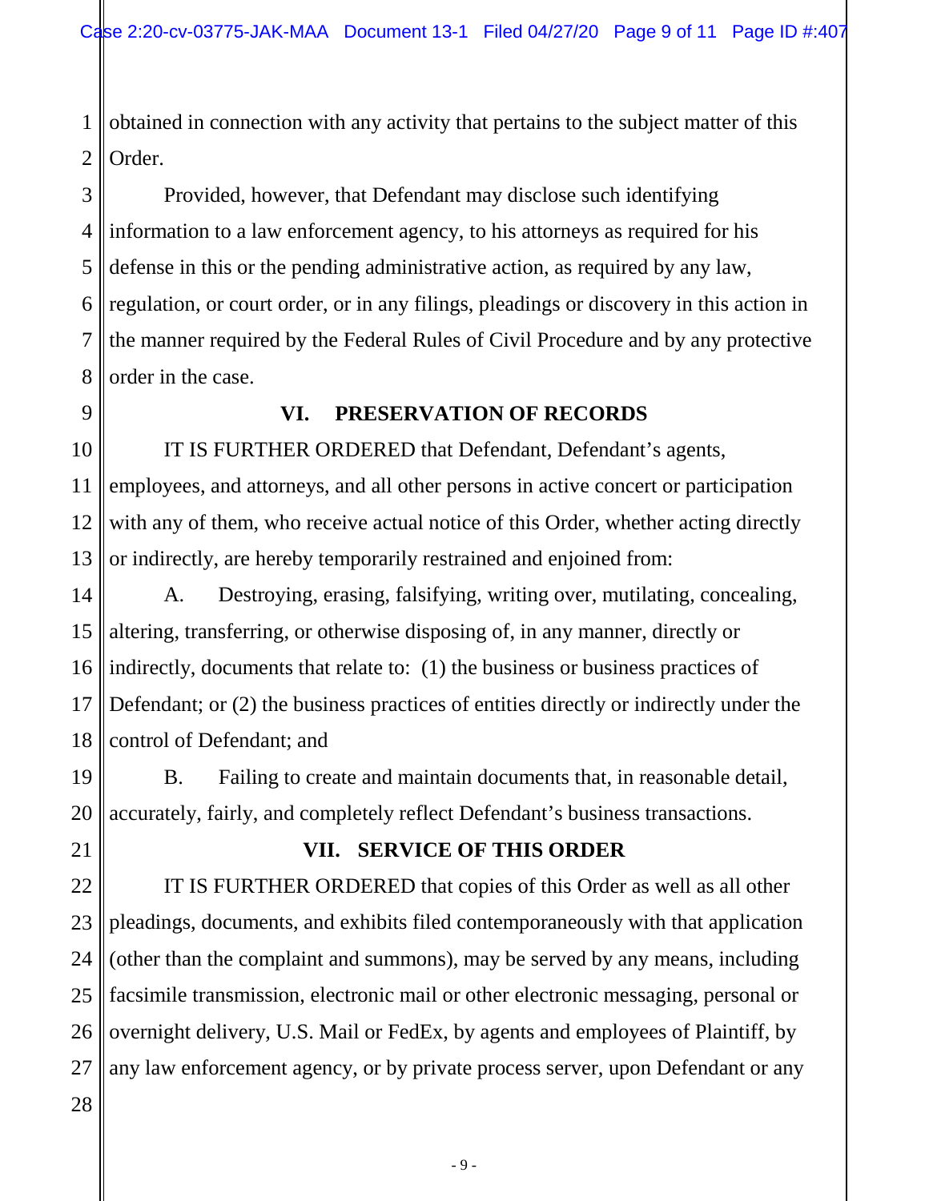obtained in connection with any activity that pertains to the subject matter of this Order.

Provided, however, that Defendant may disclose such identifying information to a law enforcement agency, to his attorneys as required for his defense in this or the pending administrative action, as required by any law, regulation, or court order, or in any filings, pleadings or discovery in this action in the manner required by the Federal Rules of Civil Procedure and by any protective order in the case.

## VI. PRESERVATION OF RECORDS

IT IS FURTHER ORDERED that Defendant, Defendant's agents, employees, and attorneys, and all other persons in active concert or participation with any of them, who receive actual notice of this Order, whether acting directly or indirectly, are hereby temporarily restrained and enjoined from:

A. Destroying, erasing, falsifying, writing over, mutilating, concealing, altering, transferring, or otherwise disposing of, in any manner, directly or indirectly, documents that relate to: (1) the business or business practices of Defendant; or (2) the business practices of entities directly or indirectly under the control of Defendant; and

B. Failing to create and maintain documents that, in reasonable detail, accurately, fairly, and completely reflect Defendant's business transactions.

## VII. SERVICE OF THIS ORDER

IT IS FURTHER ORDERED that copies of this Order as well as all other pleadings, documents, and exhibits filed contemporaneously with that application (other than the complaint and summons), may be served by any means, including facsimile transmission, electronic mail or other electronic messaging, personal or overnight delivery, U.S. Mail or FedEx, by agents and employees of Plaintiff, by any law enforcement agency, or by private process server, upon Defendant or any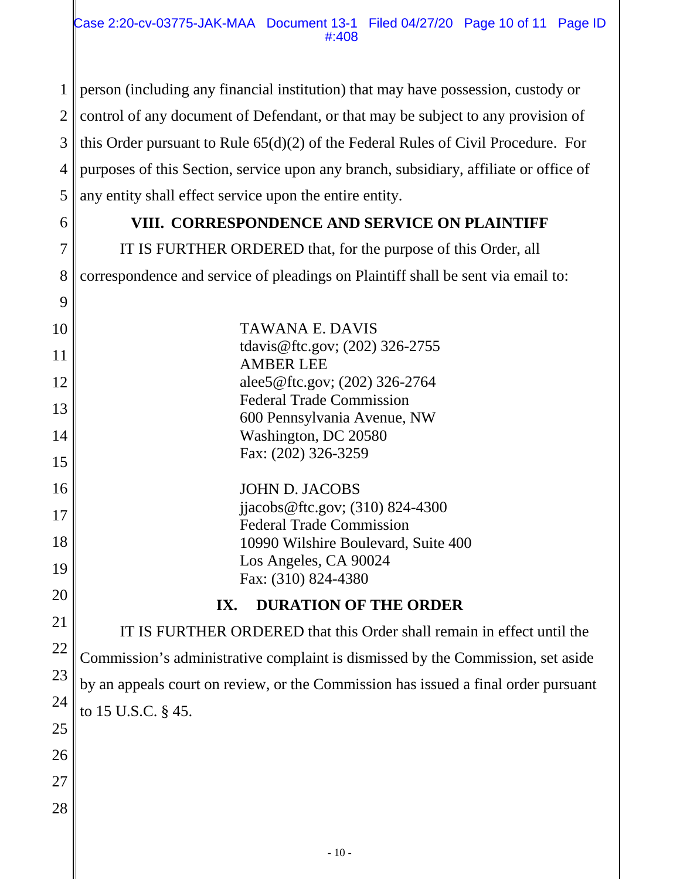person (including any financial institution) that may have possession, custody or control of any document of Defendant, or that may be subject to any provision of this Order pursuant to Rule 65(d)(2) of the Federal Rules of Civil Procedure. For purposes of this Section, service upon any branch, subsidiary, affiliate or office of any entity shall effect service upon the entire entity.

## VIII. CORRESPONDENCE AND SERVICE ON PLAINTIFF

IT IS FURTHER ORDERED that, for the purpose of this Order, all correspondence and service of pleadings on Plaintiff shall be sent via email to:

TAWANA E. DAVIS
tdavis@ftc.gov; (202) 326-2755
AMBER LEE
alee5@ftc.gov; (202) 326-2764
Federal Trade Commission
600 Pennsylvania Avenue, NW
Washington, DC 20580
Fax: (202) 326-3259

JOHN D. JACOBS
jjacobs@ftc.gov; (310) 824-4300
Federal Trade Commission
10990 Wilshire Boulevard, Suite 400
Los Angeles, CA 90024
Fax: (310) 824-4380

## IX. DURATION OF THE ORDER

IT IS FURTHER ORDERED that this Order shall remain in effect until the Commission's administrative complaint is dismissed by the Commission, set aside by an appeals court on review, or the Commission has issued a final order pursuant to 15 U.S.C. § 45.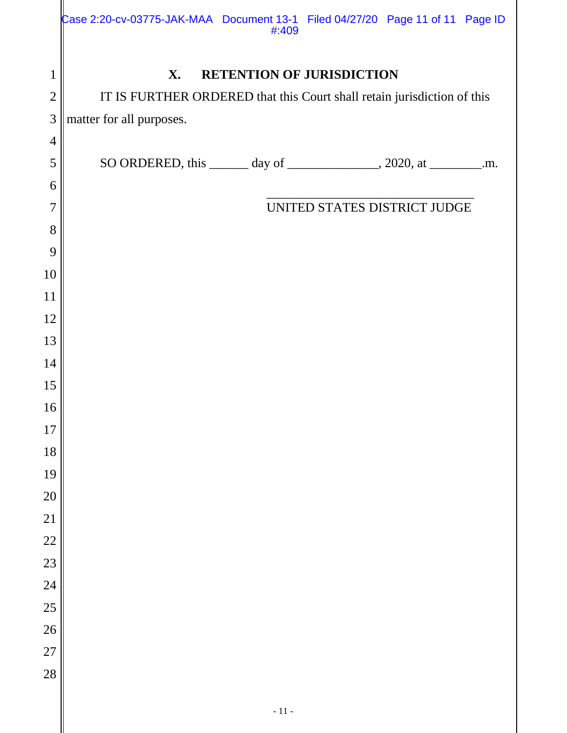## X. RETENTION OF JURISDICTION

IT IS FURTHER ORDERED that this Court shall retain jurisdiction of this matter for all purposes.

SO ORDERED, this ______ day of ______________, 2020, at ________.m.

_________________________________
UNITED STATES DISTRICT JUDGE